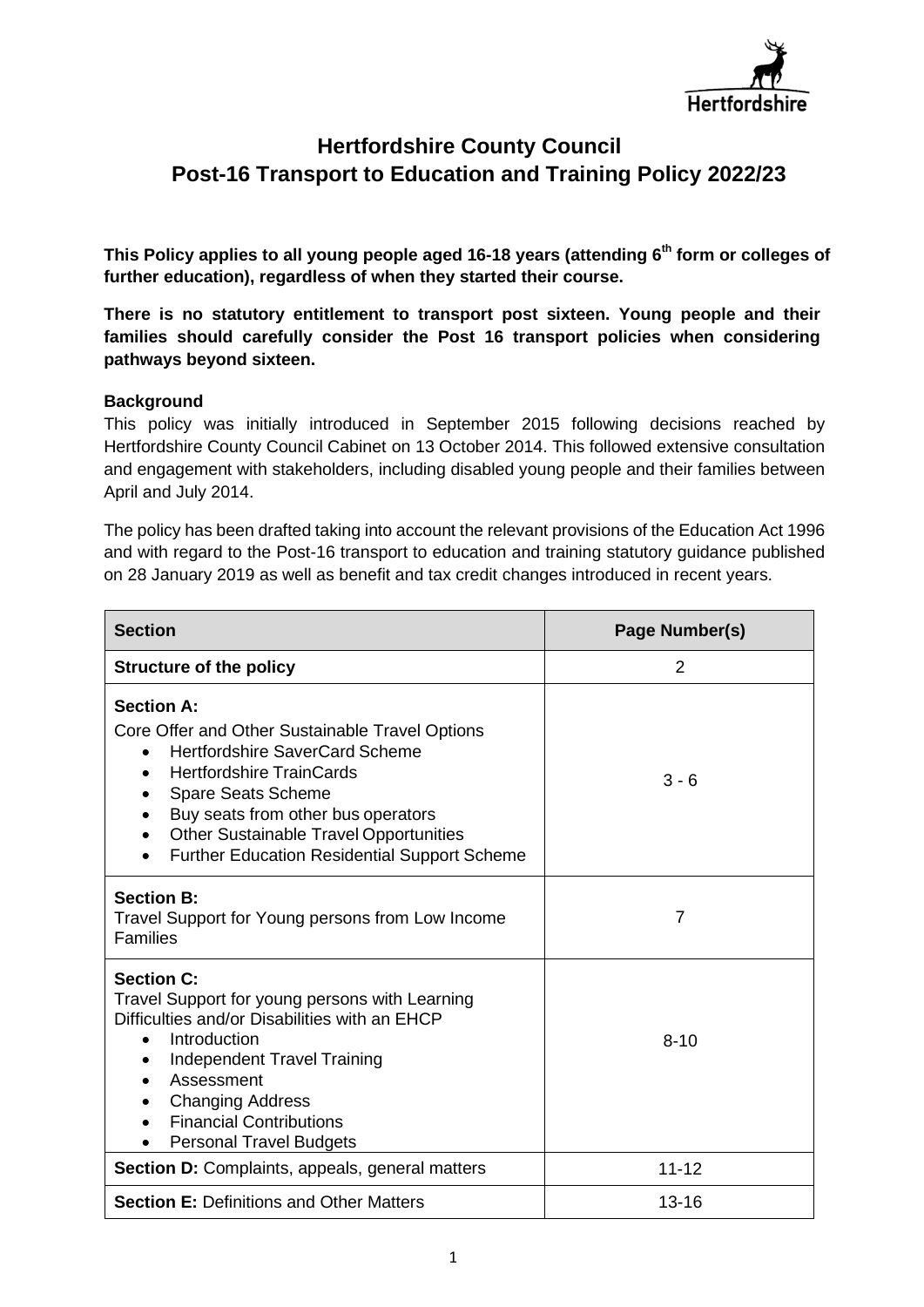# Hertfordshire County Council
# Post-16 Transport to Education and Training Policy 2022/23

**This Policy applies to all young people aged 16-18 years (attending 6th form or colleges of further education), regardless of when they started their course.**

**There is no statutory entitlement to transport post sixteen. Young people and their families should carefully consider the Post 16 transport policies when considering pathways beyond sixteen.**

### Background

This policy was initially introduced in September 2015 following decisions reached by Hertfordshire County Council Cabinet on 13 October 2014. This followed extensive consultation and engagement with stakeholders, including disabled young people and their families between April and July 2014.

The policy has been drafted taking into account the relevant provisions of the Education Act 1996 and with regard to the Post-16 transport to education and training statutory guidance published on 28 January 2019 as well as benefit and tax credit changes introduced in recent years.

| Section | Page Number(s) |
|---|---|
| **Structure of the policy** | 2 |
| **Section A:** Core Offer and Other Sustainable Travel Options<br>• Hertfordshire SaverCard Scheme<br>• Hertfordshire TrainCards<br>• Spare Seats Scheme<br>• Buy seats from other bus operators<br>• Other Sustainable Travel Opportunities<br>• Further Education Residential Support Scheme | 3 - 6 |
| **Section B:** Travel Support for Young persons from Low Income Families | 7 |
| **Section C:** Travel Support for young persons with Learning Difficulties and/or Disabilities with an EHCP<br>• Introduction<br>• Independent Travel Training<br>• Assessment<br>• Changing Address<br>• Financial Contributions<br>• Personal Travel Budgets | 8-10 |
| **Section D:** Complaints, appeals, general matters | 11-12 |
| **Section E:** Definitions and Other Matters | 13-16 |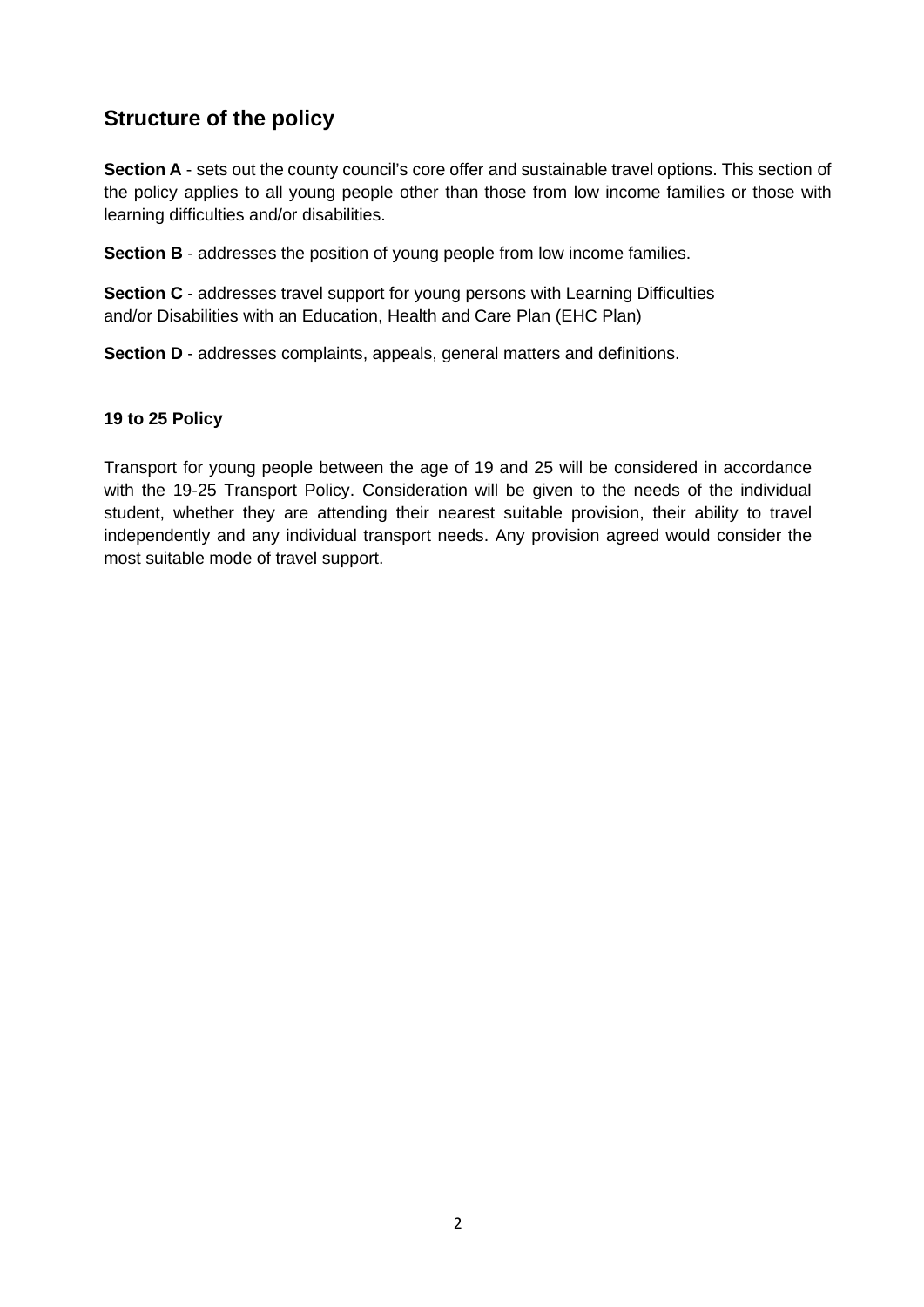## Structure of the policy

**Section A** - sets out the county council's core offer and sustainable travel options. This section of the policy applies to all young people other than those from low income families or those with learning difficulties and/or disabilities.

**Section B** - addresses the position of young people from low income families.

**Section C** - addresses travel support for young persons with Learning Difficulties and/or Disabilities with an Education, Health and Care Plan (EHC Plan)

**Section D** - addresses complaints, appeals, general matters and definitions.

### 19 to 25 Policy

Transport for young people between the age of 19 and 25 will be considered in accordance with the 19-25 Transport Policy. Consideration will be given to the needs of the individual student, whether they are attending their nearest suitable provision, their ability to travel independently and any individual transport needs. Any provision agreed would consider the most suitable mode of travel support.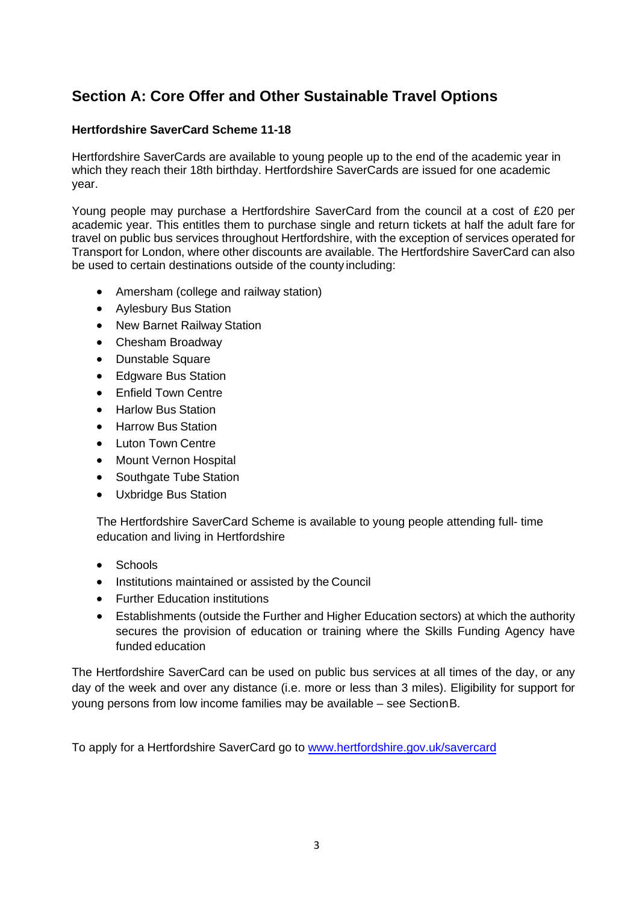## Section A: Core Offer and Other Sustainable Travel Options

**Hertfordshire SaverCard Scheme 11-18**

Hertfordshire SaverCards are available to young people up to the end of the academic year in which they reach their 18th birthday. Hertfordshire SaverCards are issued for one academic year.

Young people may purchase a Hertfordshire SaverCard from the council at a cost of £20 per academic year. This entitles them to purchase single and return tickets at half the adult fare for travel on public bus services throughout Hertfordshire, with the exception of services operated for Transport for London, where other discounts are available. The Hertfordshire SaverCard can also be used to certain destinations outside of the county including:

- Amersham (college and railway station)
- Aylesbury Bus Station
- New Barnet Railway Station
- Chesham Broadway
- Dunstable Square
- Edgware Bus Station
- Enfield Town Centre
- Harlow Bus Station
- Harrow Bus Station
- Luton Town Centre
- Mount Vernon Hospital
- Southgate Tube Station
- Uxbridge Bus Station

The Hertfordshire SaverCard Scheme is available to young people attending full- time education and living in Hertfordshire

- Schools
- Institutions maintained or assisted by the Council
- Further Education institutions
- Establishments (outside the Further and Higher Education sectors) at which the authority secures the provision of education or training where the Skills Funding Agency have funded education

The Hertfordshire SaverCard can be used on public bus services at all times of the day, or any day of the week and over any distance (i.e. more or less than 3 miles). Eligibility for support for young persons from low income families may be available – see Section B.

To apply for a Hertfordshire SaverCard go to [www.hertfordshire.gov.uk/savercard](www.hertfordshire.gov.uk/savercard)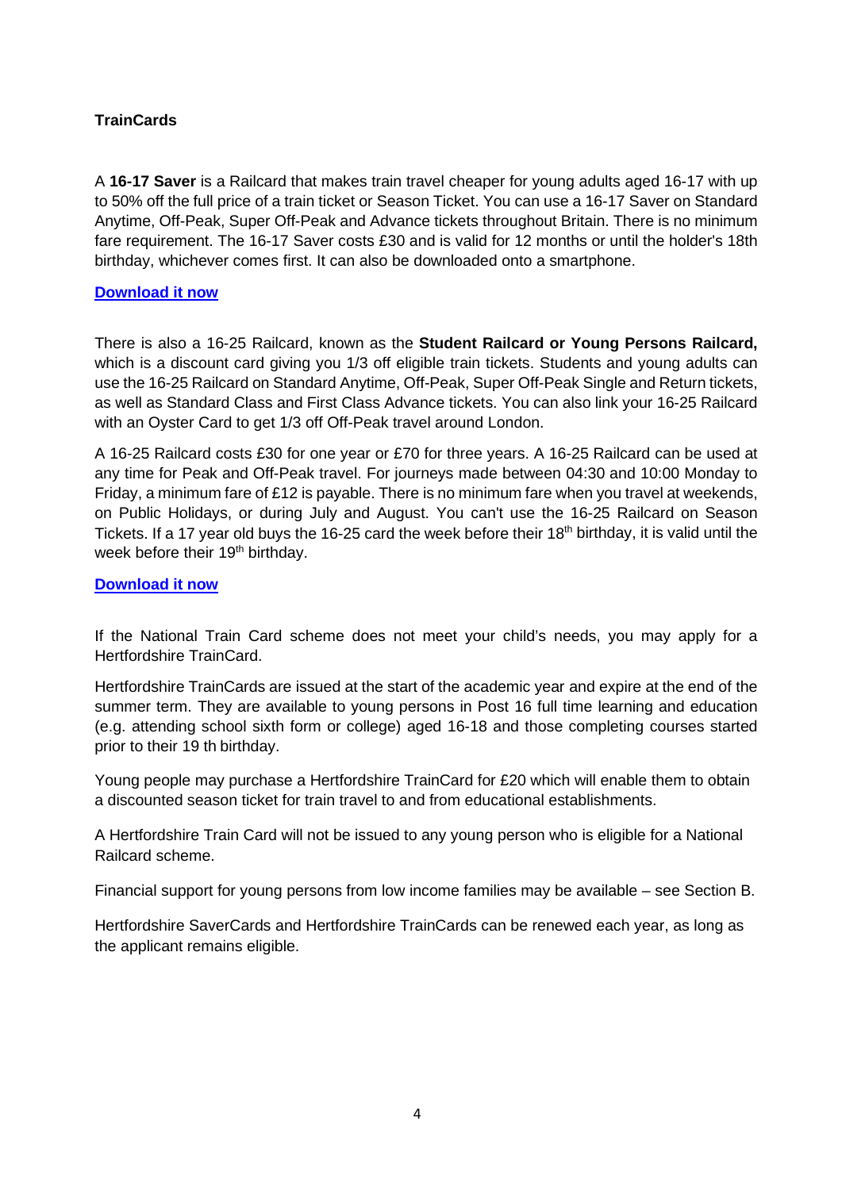**TrainCards**

A **16-17 Saver** is a Railcard that makes train travel cheaper for young adults aged 16-17 with up to 50% off the full price of a train ticket or Season Ticket. You can use a 16-17 Saver on Standard Anytime, Off-Peak, Super Off-Peak and Advance tickets throughout Britain. There is no minimum fare requirement. The 16-17 Saver costs £30 and is valid for 12 months or until the holder's 18th birthday, whichever comes first. It can also be downloaded onto a smartphone.

**Download it now**

There is also a 16-25 Railcard, known as the **Student Railcard or Young Persons Railcard,** which is a discount card giving you 1/3 off eligible train tickets. Students and young adults can use the 16-25 Railcard on Standard Anytime, Off-Peak, Super Off-Peak Single and Return tickets, as well as Standard Class and First Class Advance tickets. You can also link your 16-25 Railcard with an Oyster Card to get 1/3 off Off-Peak travel around London.

A 16-25 Railcard costs £30 for one year or £70 for three years. A 16-25 Railcard can be used at any time for Peak and Off-Peak travel. For journeys made between 04:30 and 10:00 Monday to Friday, a minimum fare of £12 is payable. There is no minimum fare when you travel at weekends, on Public Holidays, or during July and August. You can't use the 16-25 Railcard on Season Tickets. If a 17 year old buys the 16-25 card the week before their 18th birthday, it is valid until the week before their 19th birthday.

**Download it now**

If the National Train Card scheme does not meet your child's needs, you may apply for a Hertfordshire TrainCard.

Hertfordshire TrainCards are issued at the start of the academic year and expire at the end of the summer term. They are available to young persons in Post 16 full time learning and education (e.g. attending school sixth form or college) aged 16-18 and those completing courses started prior to their 19 th birthday.

Young people may purchase a Hertfordshire TrainCard for £20 which will enable them to obtain a discounted season ticket for train travel to and from educational establishments.

A Hertfordshire Train Card will not be issued to any young person who is eligible for a National Railcard scheme.

Financial support for young persons from low income families may be available – see Section B.

Hertfordshire SaverCards and Hertfordshire TrainCards can be renewed each year, as long as the applicant remains eligible.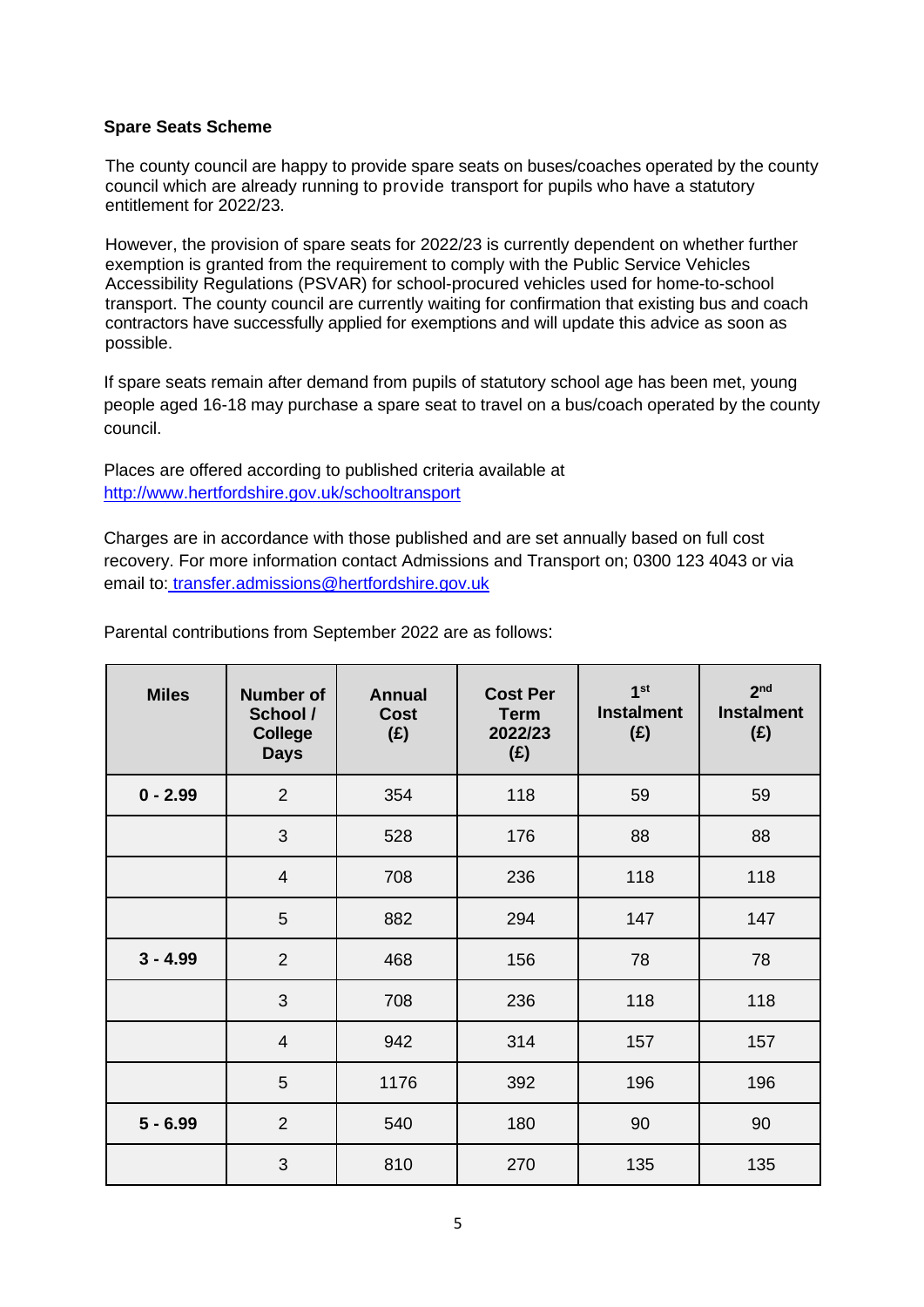**Spare Seats Scheme**

The county council are happy to provide spare seats on buses/coaches operated by the county council which are already running to provide transport for pupils who have a statutory entitlement for 2022/23.

However, the provision of spare seats for 2022/23 is currently dependent on whether further exemption is granted from the requirement to comply with the Public Service Vehicles Accessibility Regulations (PSVAR) for school-procured vehicles used for home-to-school transport. The county council are currently waiting for confirmation that existing bus and coach contractors have successfully applied for exemptions and will update this advice as soon as possible.

If spare seats remain after demand from pupils of statutory school age has been met, young people aged 16-18 may purchase a spare seat to travel on a bus/coach operated by the county council.

Places are offered according to published criteria available at [http://www.hertfordshire.gov.uk/schooltransport](http://www.hertfordshire.gov.uk/schooltransport)

Charges are in accordance with those published and are set annually based on full cost recovery. For more information contact Admissions and Transport on; 0300 123 4043 or via email to: [transfer.admissions@hertfordshire.gov.uk](mailto:transfer.admissions@hertfordshire.gov.uk)

Parental contributions from September 2022 are as follows:

| Miles | Number of School / College Days | Annual Cost (£) | Cost Per Term 2022/23 (£) | 1st Instalment (£) | 2nd Instalment (£) |
|---|---|---|---|---|---|
| **0 - 2.99** | 2 | 354 | 118 | 59 | 59 |
| | 3 | 528 | 176 | 88 | 88 |
| | 4 | 708 | 236 | 118 | 118 |
| | 5 | 882 | 294 | 147 | 147 |
| **3 - 4.99** | 2 | 468 | 156 | 78 | 78 |
| | 3 | 708 | 236 | 118 | 118 |
| | 4 | 942 | 314 | 157 | 157 |
| | 5 | 1176 | 392 | 196 | 196 |
| **5 - 6.99** | 2 | 540 | 180 | 90 | 90 |
| | 3 | 810 | 270 | 135 | 135 |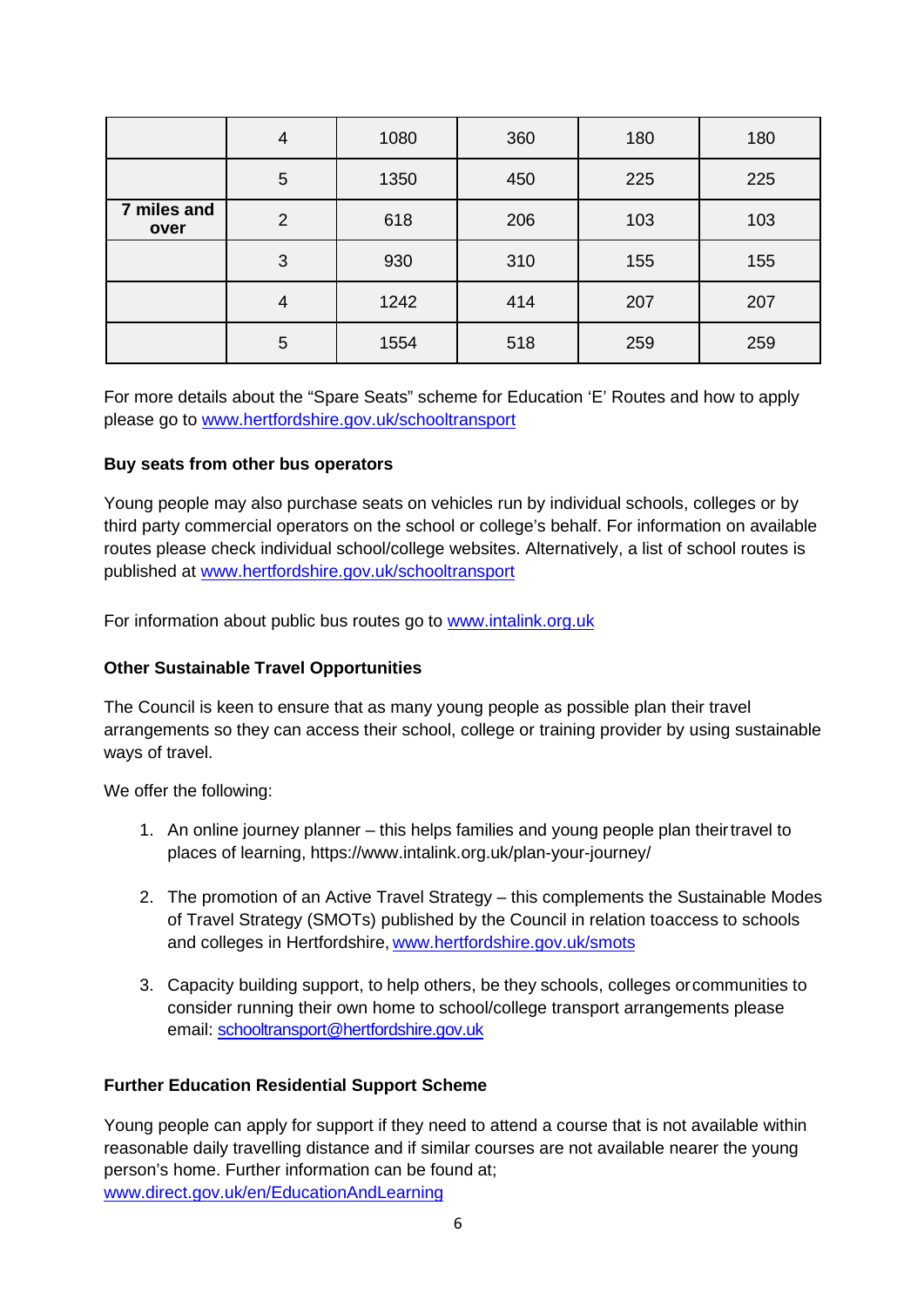| | | | | | |
|---|---|---|---|---|---|
| | 4 | 1080 | 360 | 180 | 180 |
| | 5 | 1350 | 450 | 225 | 225 |
| **7 miles and over** | 2 | 618 | 206 | 103 | 103 |
| | 3 | 930 | 310 | 155 | 155 |
| | 4 | 1242 | 414 | 207 | 207 |
| | 5 | 1554 | 518 | 259 | 259 |

For more details about the "Spare Seats" scheme for Education 'E' Routes and how to apply please go to [www.hertfordshire.gov.uk/schooltransport](http://www.hertfordshire.gov.uk/schooltransport)

**Buy seats from other bus operators**

Young people may also purchase seats on vehicles run by individual schools, colleges or by third party commercial operators on the school or college's behalf. For information on available routes please check individual school/college websites. Alternatively, a list of school routes is published at [www.hertfordshire.gov.uk/schooltransport](http://www.hertfordshire.gov.uk/schooltransport)

For information about public bus routes go to [www.intalink.org.uk](http://www.intalink.org.uk)

**Other Sustainable Travel Opportunities**

The Council is keen to ensure that as many young people as possible plan their travel arrangements so they can access their school, college or training provider by using sustainable ways of travel.

We offer the following:

1. An online journey planner – this helps families and young people plan their travel to places of learning, https://www.intalink.org.uk/plan-your-journey/

2. The promotion of an Active Travel Strategy – this complements the Sustainable Modes of Travel Strategy (SMOTs) published by the Council in relation to access to schools and colleges in Hertfordshire, [www.hertfordshire.gov.uk/smots](http://www.hertfordshire.gov.uk/smots)

3. Capacity building support, to help others, be they schools, colleges or communities to consider running their own home to school/college transport arrangements please email: [schooltransport@hertfordshire.gov.uk](mailto:schooltransport@hertfordshire.gov.uk)

**Further Education Residential Support Scheme**

Young people can apply for support if they need to attend a course that is not available within reasonable daily travelling distance and if similar courses are not available nearer the young person's home. Further information can be found at;
[www.direct.gov.uk/en/EducationAndLearning](http://www.direct.gov.uk/en/EducationAndLearning)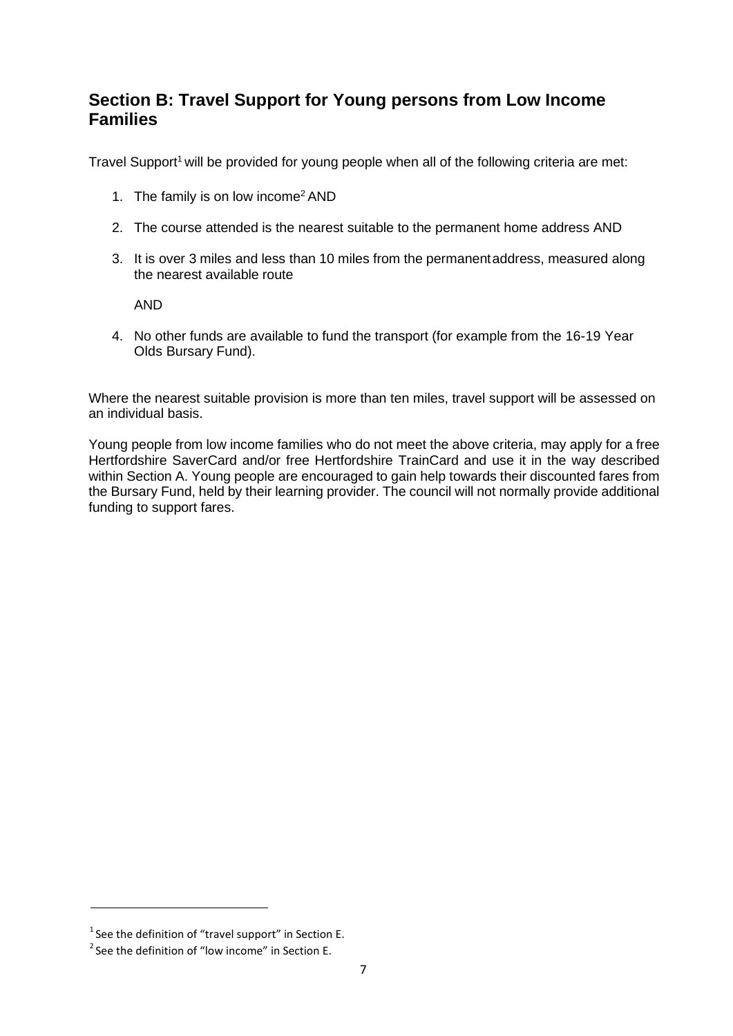## Section B: Travel Support for Young persons from Low Income Families

Travel Support[1] will be provided for young people when all of the following criteria are met:

1. The family is on low income[2] AND
2. The course attended is the nearest suitable to the permanent home address AND
3. It is over 3 miles and less than 10 miles from the permanent address, measured along the nearest available route

   AND

4. No other funds are available to fund the transport (for example from the 16-19 Year Olds Bursary Fund).

Where the nearest suitable provision is more than ten miles, travel support will be assessed on an individual basis.

Young people from low income families who do not meet the above criteria, may apply for a free Hertfordshire SaverCard and/or free Hertfordshire TrainCard and use it in the way described within Section A. Young people are encouraged to gain help towards their discounted fares from the Bursary Fund, held by their learning provider. The council will not normally provide additional funding to support fares.

---

[1] See the definition of "travel support" in Section E.

[2] See the definition of "low income" in Section E.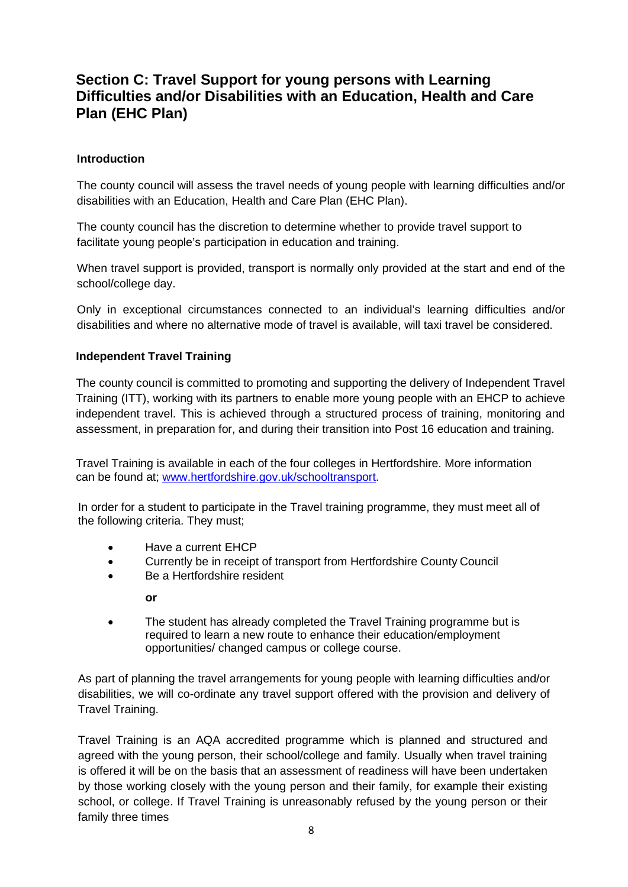## Section C: Travel Support for young persons with Learning Difficulties and/or Disabilities with an Education, Health and Care Plan (EHC Plan)

### Introduction

The county council will assess the travel needs of young people with learning difficulties and/or disabilities with an Education, Health and Care Plan (EHC Plan).

The county council has the discretion to determine whether to provide travel support to facilitate young people's participation in education and training.

When travel support is provided, transport is normally only provided at the start and end of the school/college day.

Only in exceptional circumstances connected to an individual's learning difficulties and/or disabilities and where no alternative mode of travel is available, will taxi travel be considered.

### Independent Travel Training

The county council is committed to promoting and supporting the delivery of Independent Travel Training (ITT), working with its partners to enable more young people with an EHCP to achieve independent travel. This is achieved through a structured process of training, monitoring and assessment, in preparation for, and during their transition into Post 16 education and training.

Travel Training is available in each of the four colleges in Hertfordshire. More information can be found at; [www.hertfordshire.gov.uk/schooltransport](www.hertfordshire.gov.uk/schooltransport).

In order for a student to participate in the Travel training programme, they must meet all of the following criteria. They must;

- Have a current EHCP
- Currently be in receipt of transport from Hertfordshire County Council
- Be a Hertfordshire resident

**or**

- The student has already completed the Travel Training programme but is required to learn a new route to enhance their education/employment opportunities/ changed campus or college course.

As part of planning the travel arrangements for young people with learning difficulties and/or disabilities, we will co-ordinate any travel support offered with the provision and delivery of Travel Training.

Travel Training is an AQA accredited programme which is planned and structured and agreed with the young person, their school/college and family. Usually when travel training is offered it will be on the basis that an assessment of readiness will have been undertaken by those working closely with the young person and their family, for example their existing school, or college. If Travel Training is unreasonably refused by the young person or their family three times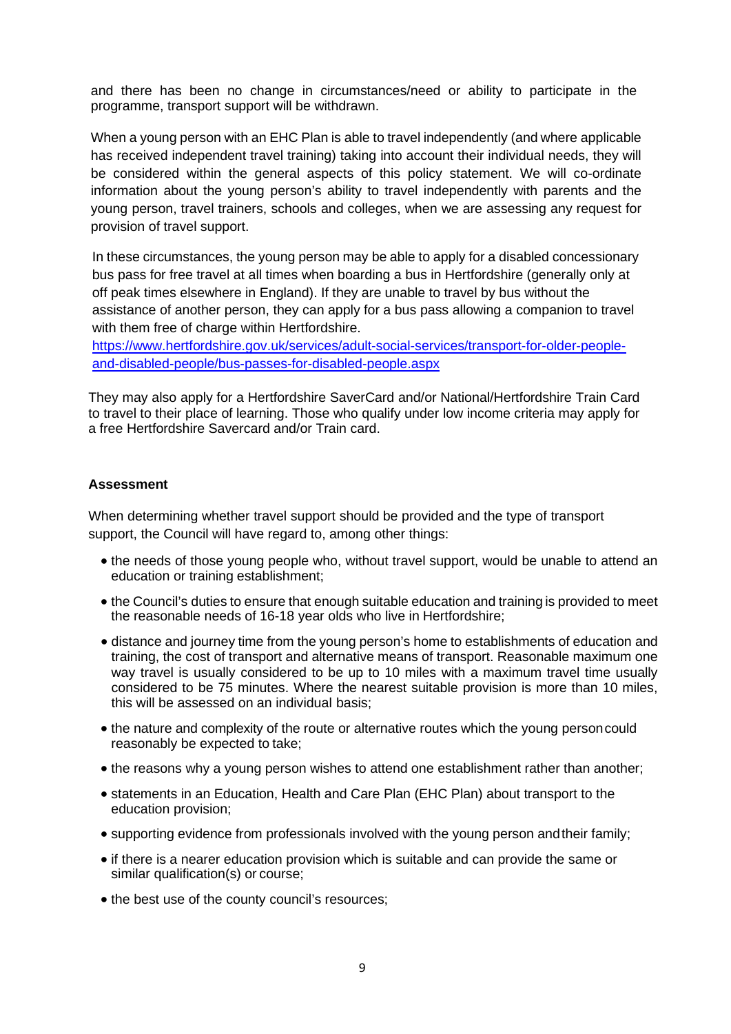and there has been no change in circumstances/need or ability to participate in the programme, transport support will be withdrawn.

When a young person with an EHC Plan is able to travel independently (and where applicable has received independent travel training) taking into account their individual needs, they will be considered within the general aspects of this policy statement. We will co-ordinate information about the young person's ability to travel independently with parents and the young person, travel trainers, schools and colleges, when we are assessing any request for provision of travel support.

In these circumstances, the young person may be able to apply for a disabled concessionary bus pass for free travel at all times when boarding a bus in Hertfordshire (generally only at off peak times elsewhere in England). If they are unable to travel by bus without the assistance of another person, they can apply for a bus pass allowing a companion to travel with them free of charge within Hertfordshire.
https://www.hertfordshire.gov.uk/services/adult-social-services/transport-for-older-people-and-disabled-people/bus-passes-for-disabled-people.aspx

They may also apply for a Hertfordshire SaverCard and/or National/Hertfordshire Train Card to travel to their place of learning. Those who qualify under low income criteria may apply for a free Hertfordshire Savercard and/or Train card.

**Assessment**

When determining whether travel support should be provided and the type of transport support, the Council will have regard to, among other things:

- the needs of those young people who, without travel support, would be unable to attend an education or training establishment;
- the Council's duties to ensure that enough suitable education and training is provided to meet the reasonable needs of 16-18 year olds who live in Hertfordshire;
- distance and journey time from the young person's home to establishments of education and training, the cost of transport and alternative means of transport. Reasonable maximum one way travel is usually considered to be up to 10 miles with a maximum travel time usually considered to be 75 minutes. Where the nearest suitable provision is more than 10 miles, this will be assessed on an individual basis;
- the nature and complexity of the route or alternative routes which the young person could reasonably be expected to take;
- the reasons why a young person wishes to attend one establishment rather than another;
- statements in an Education, Health and Care Plan (EHC Plan) about transport to the education provision;
- supporting evidence from professionals involved with the young person and their family;
- if there is a nearer education provision which is suitable and can provide the same or similar qualification(s) or course;
- the best use of the county council's resources;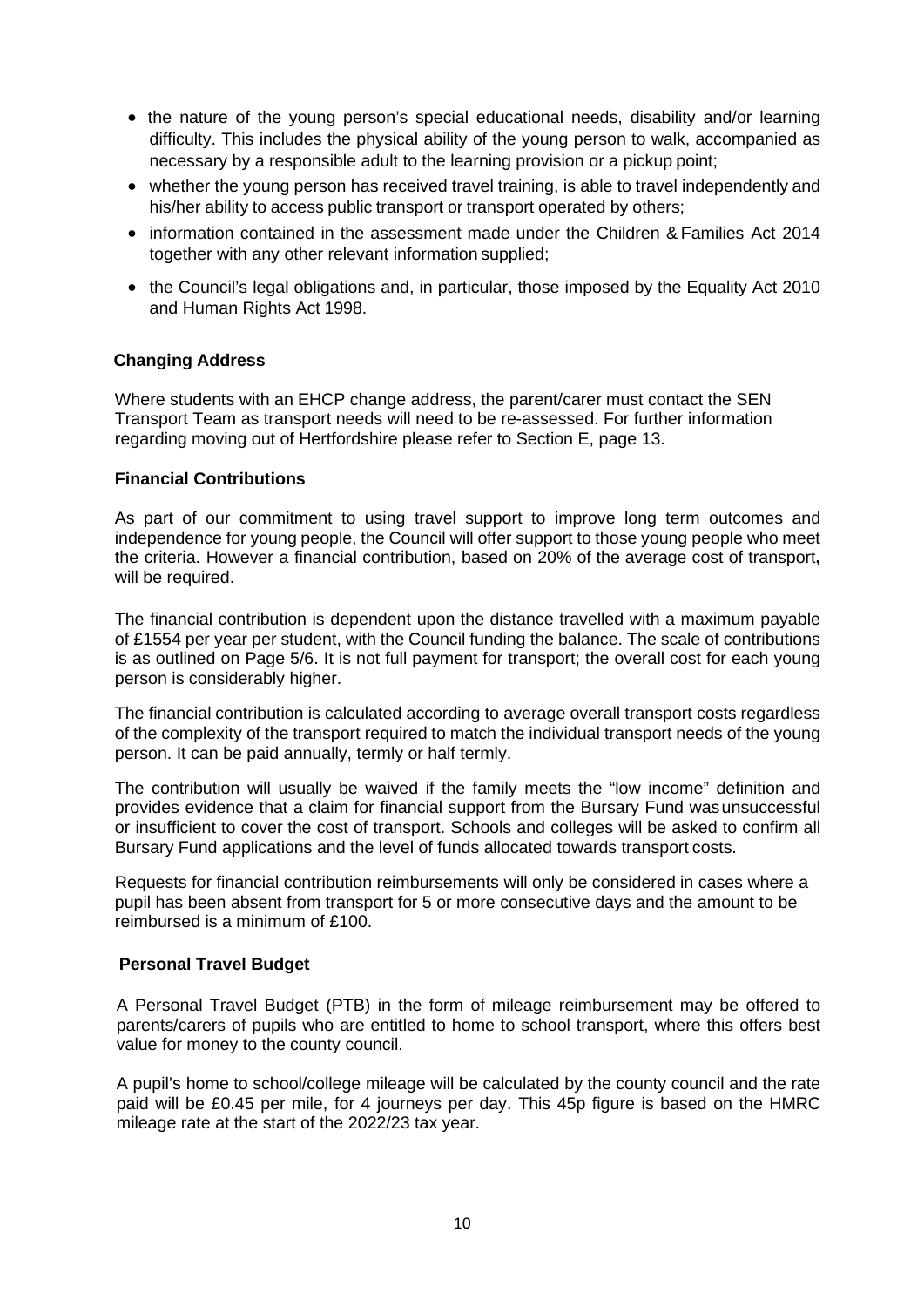- the nature of the young person's special educational needs, disability and/or learning difficulty. This includes the physical ability of the young person to walk, accompanied as necessary by a responsible adult to the learning provision or a pickup point;
- whether the young person has received travel training, is able to travel independently and his/her ability to access public transport or transport operated by others;
- information contained in the assessment made under the Children & Families Act 2014 together with any other relevant information supplied;
- the Council's legal obligations and, in particular, those imposed by the Equality Act 2010 and Human Rights Act 1998.

**Changing Address**

Where students with an EHCP change address, the parent/carer must contact the SEN Transport Team as transport needs will need to be re-assessed. For further information regarding moving out of Hertfordshire please refer to Section E, page 13.

**Financial Contributions**

As part of our commitment to using travel support to improve long term outcomes and independence for young people, the Council will offer support to those young people who meet the criteria. However a financial contribution, based on 20% of the average cost of transport**,** will be required.

The financial contribution is dependent upon the distance travelled with a maximum payable of £1554 per year per student, with the Council funding the balance. The scale of contributions is as outlined on Page 5/6. It is not full payment for transport; the overall cost for each young person is considerably higher.

The financial contribution is calculated according to average overall transport costs regardless of the complexity of the transport required to match the individual transport needs of the young person. It can be paid annually, termly or half termly.

The contribution will usually be waived if the family meets the "low income" definition and provides evidence that a claim for financial support from the Bursary Fund was unsuccessful or insufficient to cover the cost of transport. Schools and colleges will be asked to confirm all Bursary Fund applications and the level of funds allocated towards transport costs.

Requests for financial contribution reimbursements will only be considered in cases where a pupil has been absent from transport for 5 or more consecutive days and the amount to be reimbursed is a minimum of £100.

**Personal Travel Budget**

A Personal Travel Budget (PTB) in the form of mileage reimbursement may be offered to parents/carers of pupils who are entitled to home to school transport, where this offers best value for money to the county council.

A pupil's home to school/college mileage will be calculated by the county council and the rate paid will be £0.45 per mile, for 4 journeys per day. This 45p figure is based on the HMRC mileage rate at the start of the 2022/23 tax year.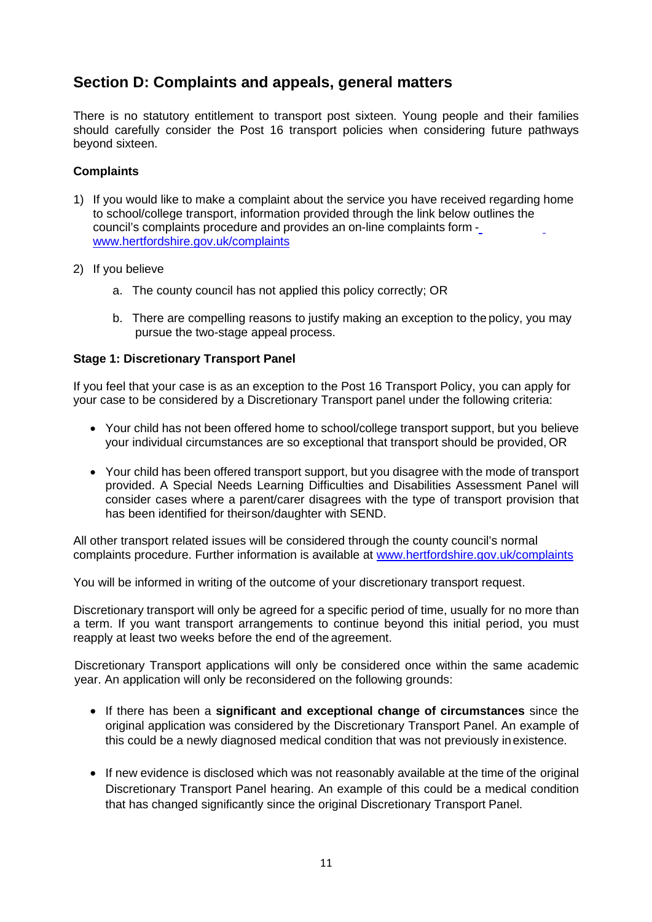## Section D: Complaints and appeals, general matters

There is no statutory entitlement to transport post sixteen. Young people and their families should carefully consider the Post 16 transport policies when considering future pathways beyond sixteen.

### Complaints

1) If you would like to make a complaint about the service you have received regarding home to school/college transport, information provided through the link below outlines the council's complaints procedure and provides an on-line complaints form - www.hertfordshire.gov.uk/complaints

2) If you believe

   a. The county council has not applied this policy correctly; OR

   b. There are compelling reasons to justify making an exception to the policy, you may pursue the two-stage appeal process.

#### Stage 1: Discretionary Transport Panel

If you feel that your case is as an exception to the Post 16 Transport Policy, you can apply for your case to be considered by a Discretionary Transport panel under the following criteria:

- Your child has not been offered home to school/college transport support, but you believe your individual circumstances are so exceptional that transport should be provided, OR

- Your child has been offered transport support, but you disagree with the mode of transport provided. A Special Needs Learning Difficulties and Disabilities Assessment Panel will consider cases where a parent/carer disagrees with the type of transport provision that has been identified for theirson/daughter with SEND.

All other transport related issues will be considered through the county council's normal complaints procedure. Further information is available at www.hertfordshire.gov.uk/complaints

You will be informed in writing of the outcome of your discretionary transport request.

Discretionary transport will only be agreed for a specific period of time, usually for no more than a term. If you want transport arrangements to continue beyond this initial period, you must reapply at least two weeks before the end of the agreement.

Discretionary Transport applications will only be considered once within the same academic year. An application will only be reconsidered on the following grounds:

- If there has been a **significant and exceptional change of circumstances** since the original application was considered by the Discretionary Transport Panel. An example of this could be a newly diagnosed medical condition that was not previously in existence.

- If new evidence is disclosed which was not reasonably available at the time of the original Discretionary Transport Panel hearing. An example of this could be a medical condition that has changed significantly since the original Discretionary Transport Panel.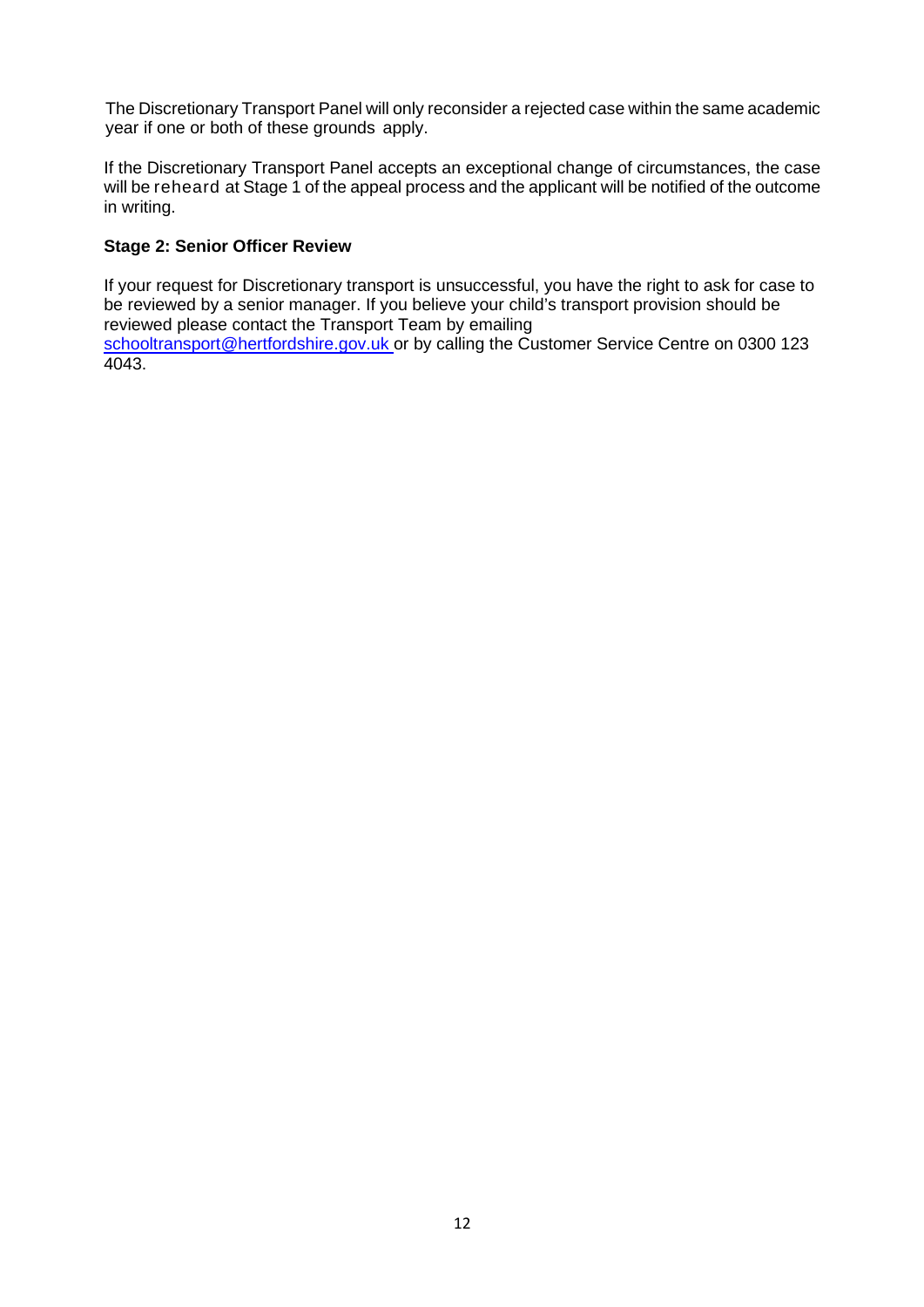The Discretionary Transport Panel will only reconsider a rejected case within the same academic year if one or both of these grounds apply.

If the Discretionary Transport Panel accepts an exceptional change of circumstances, the case will be reheard at Stage 1 of the appeal process and the applicant will be notified of the outcome in writing.

**Stage 2: Senior Officer Review**

If your request for Discretionary transport is unsuccessful, you have the right to ask for case to be reviewed by a senior manager. If you believe your child's transport provision should be reviewed please contact the Transport Team by emailing schooltransport@hertfordshire.gov.uk or by calling the Customer Service Centre on 0300 123 4043.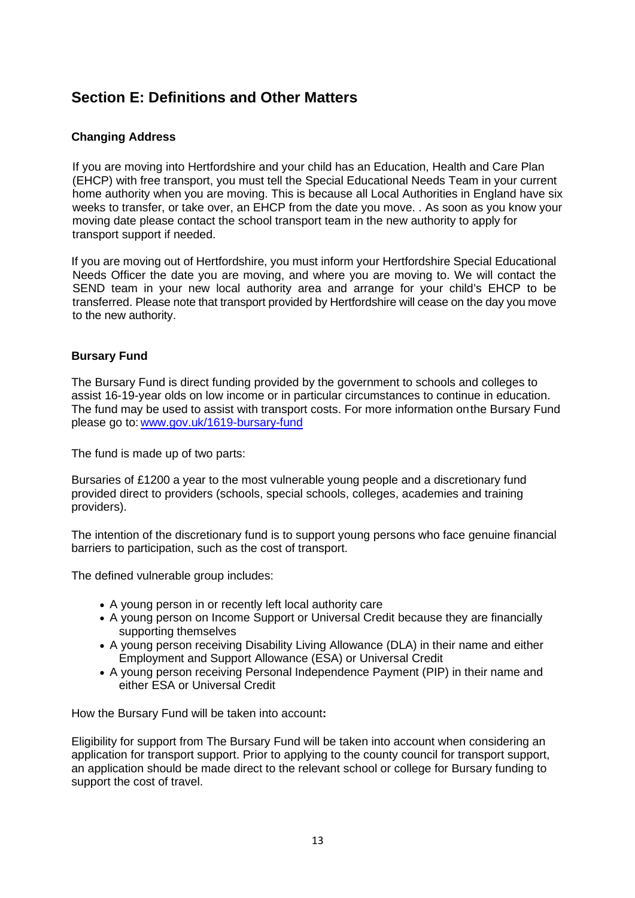## Section E: Definitions and Other Matters

### Changing Address

If you are moving into Hertfordshire and your child has an Education, Health and Care Plan (EHCP) with free transport, you must tell the Special Educational Needs Team in your current home authority when you are moving. This is because all Local Authorities in England have six weeks to transfer, or take over, an EHCP from the date you move. . As soon as you know your moving date please contact the school transport team in the new authority to apply for transport support if needed.

If you are moving out of Hertfordshire, you must inform your Hertfordshire Special Educational Needs Officer the date you are moving, and where you are moving to. We will contact the SEND team in your new local authority area and arrange for your child's EHCP to be transferred. Please note that transport provided by Hertfordshire will cease on the day you move to the new authority.

### Bursary Fund

The Bursary Fund is direct funding provided by the government to schools and colleges to assist 16-19-year olds on low income or in particular circumstances to continue in education. The fund may be used to assist with transport costs. For more information onthe Bursary Fund please go to: [www.gov.uk/1619-bursary-fund](www.gov.uk/1619-bursary-fund)

The fund is made up of two parts:

Bursaries of £1200 a year to the most vulnerable young people and a discretionary fund provided direct to providers (schools, special schools, colleges, academies and training providers).

The intention of the discretionary fund is to support young persons who face genuine financial barriers to participation, such as the cost of transport.

The defined vulnerable group includes:

- A young person in or recently left local authority care
- A young person on Income Support or Universal Credit because they are financially supporting themselves
- A young person receiving Disability Living Allowance (DLA) in their name and either Employment and Support Allowance (ESA) or Universal Credit
- A young person receiving Personal Independence Payment (PIP) in their name and either ESA or Universal Credit

How the Bursary Fund will be taken into account**:**

Eligibility for support from The Bursary Fund will be taken into account when considering an application for transport support. Prior to applying to the county council for transport support, an application should be made direct to the relevant school or college for Bursary funding to support the cost of travel.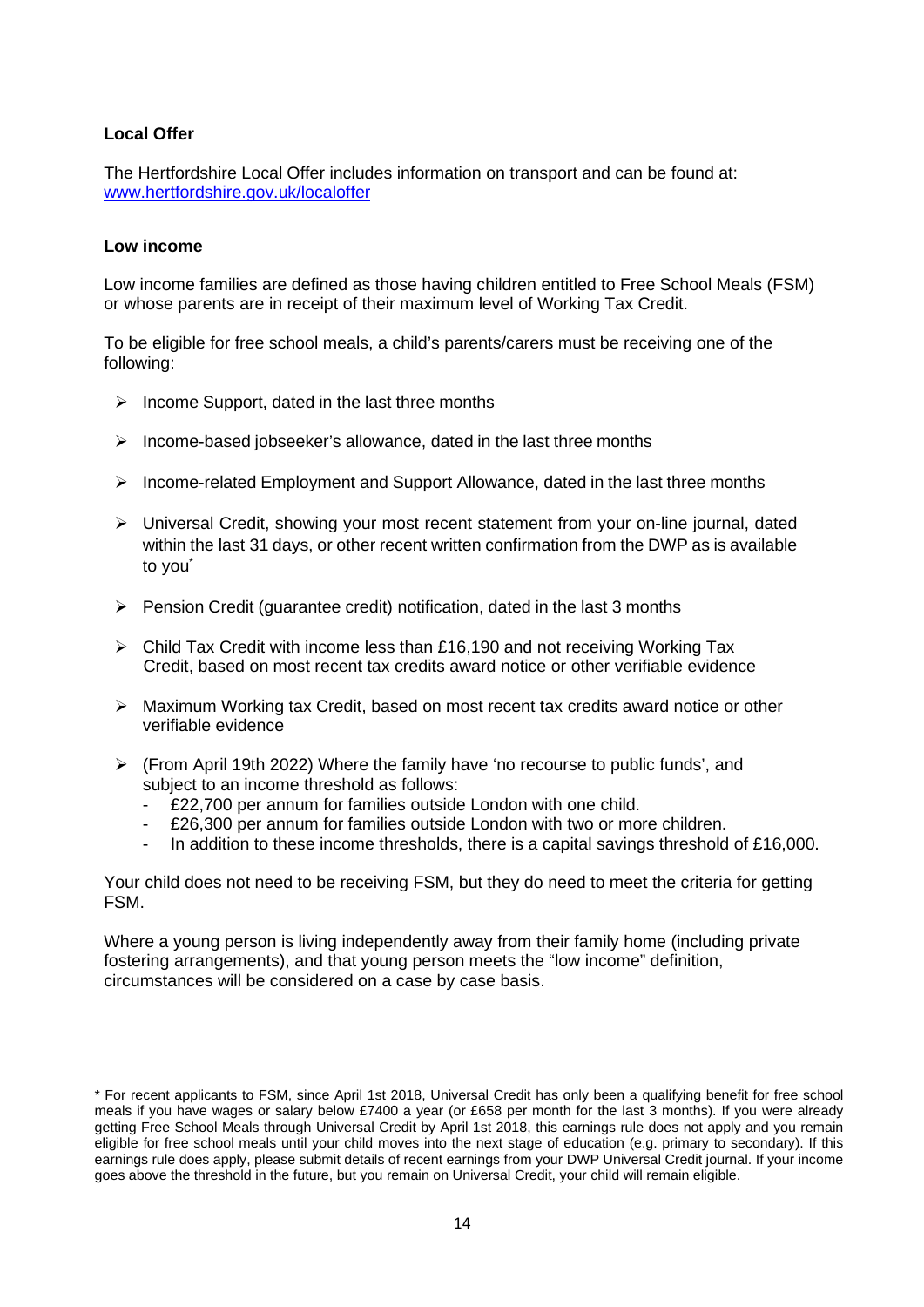**Local Offer**

The Hertfordshire Local Offer includes information on transport and can be found at: [www.hertfordshire.gov.uk/localoffer](http://www.hertfordshire.gov.uk/localoffer)

**Low income**

Low income families are defined as those having children entitled to Free School Meals (FSM) or whose parents are in receipt of their maximum level of Working Tax Credit.

To be eligible for free school meals, a child's parents/carers must be receiving one of the following:

- Income Support, dated in the last three months
- Income-based jobseeker's allowance, dated in the last three months
- Income-related Employment and Support Allowance, dated in the last three months
- Universal Credit, showing your most recent statement from your on-line journal, dated within the last 31 days, or other recent written confirmation from the DWP as is available to you*
- Pension Credit (guarantee credit) notification, dated in the last 3 months
- Child Tax Credit with income less than £16,190 and not receiving Working Tax Credit, based on most recent tax credits award notice or other verifiable evidence
- Maximum Working tax Credit, based on most recent tax credits award notice or other verifiable evidence
- (From April 19th 2022) Where the family have 'no recourse to public funds', and subject to an income threshold as follows:
  - £22,700 per annum for families outside London with one child.
  - £26,300 per annum for families outside London with two or more children.
  - In addition to these income thresholds, there is a capital savings threshold of £16,000.

Your child does not need to be receiving FSM, but they do need to meet the criteria for getting FSM.

Where a young person is living independently away from their family home (including private fostering arrangements), and that young person meets the "low income" definition, circumstances will be considered on a case by case basis.

---

* For recent applicants to FSM, since April 1st 2018, Universal Credit has only been a qualifying benefit for free school meals if you have wages or salary below £7400 a year (or £658 per month for the last 3 months). If you were already getting Free School Meals through Universal Credit by April 1st 2018, this earnings rule does not apply and you remain eligible for free school meals until your child moves into the next stage of education (e.g. primary to secondary). If this earnings rule does apply, please submit details of recent earnings from your DWP Universal Credit journal. If your income goes above the threshold in the future, but you remain on Universal Credit, your child will remain eligible.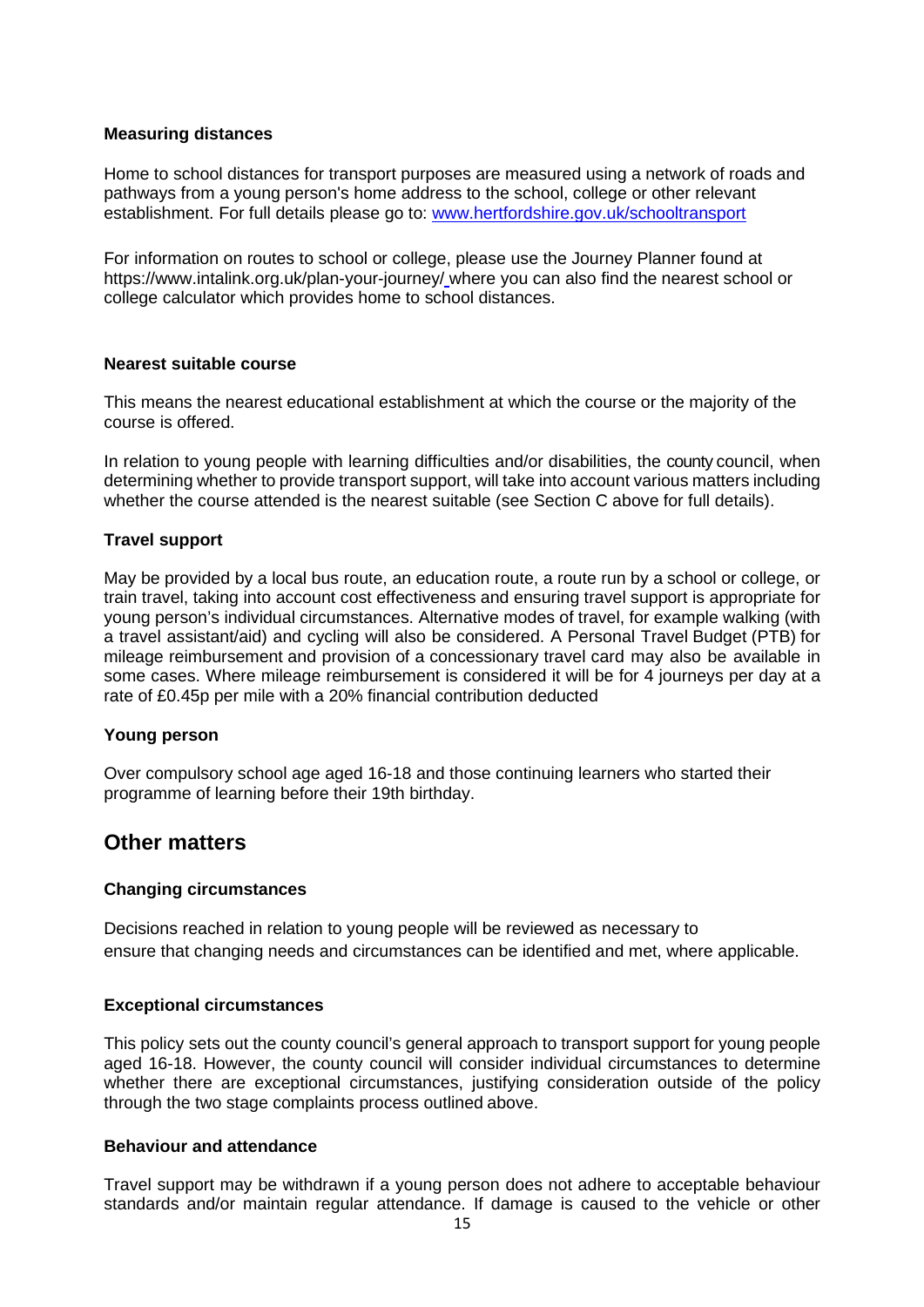**Measuring distances**

Home to school distances for transport purposes are measured using a network of roads and pathways from a young person's home address to the school, college or other relevant establishment. For full details please go to: [www.hertfordshire.gov.uk/schooltransport](www.hertfordshire.gov.uk/schooltransport)

For information on routes to school or college, please use the Journey Planner found at https://www.intalink.org.uk/plan-your-journey/ where you can also find the nearest school or college calculator which provides home to school distances.

**Nearest suitable course**

This means the nearest educational establishment at which the course or the majority of the course is offered.

In relation to young people with learning difficulties and/or disabilities, the county council, when determining whether to provide transport support, will take into account various matters including whether the course attended is the nearest suitable (see Section C above for full details).

**Travel support**

May be provided by a local bus route, an education route, a route run by a school or college, or train travel, taking into account cost effectiveness and ensuring travel support is appropriate for young person's individual circumstances. Alternative modes of travel, for example walking (with a travel assistant/aid) and cycling will also be considered. A Personal Travel Budget (PTB) for mileage reimbursement and provision of a concessionary travel card may also be available in some cases. Where mileage reimbursement is considered it will be for 4 journeys per day at a rate of £0.45p per mile with a 20% financial contribution deducted

**Young person**

Over compulsory school age aged 16-18 and those continuing learners who started their programme of learning before their 19th birthday.

## Other matters

**Changing circumstances**

Decisions reached in relation to young people will be reviewed as necessary to ensure that changing needs and circumstances can be identified and met, where applicable.

**Exceptional circumstances**

This policy sets out the county council's general approach to transport support for young people aged 16-18. However, the county council will consider individual circumstances to determine whether there are exceptional circumstances, justifying consideration outside of the policy through the two stage complaints process outlined above.

**Behaviour and attendance**

Travel support may be withdrawn if a young person does not adhere to acceptable behaviour standards and/or maintain regular attendance. If damage is caused to the vehicle or other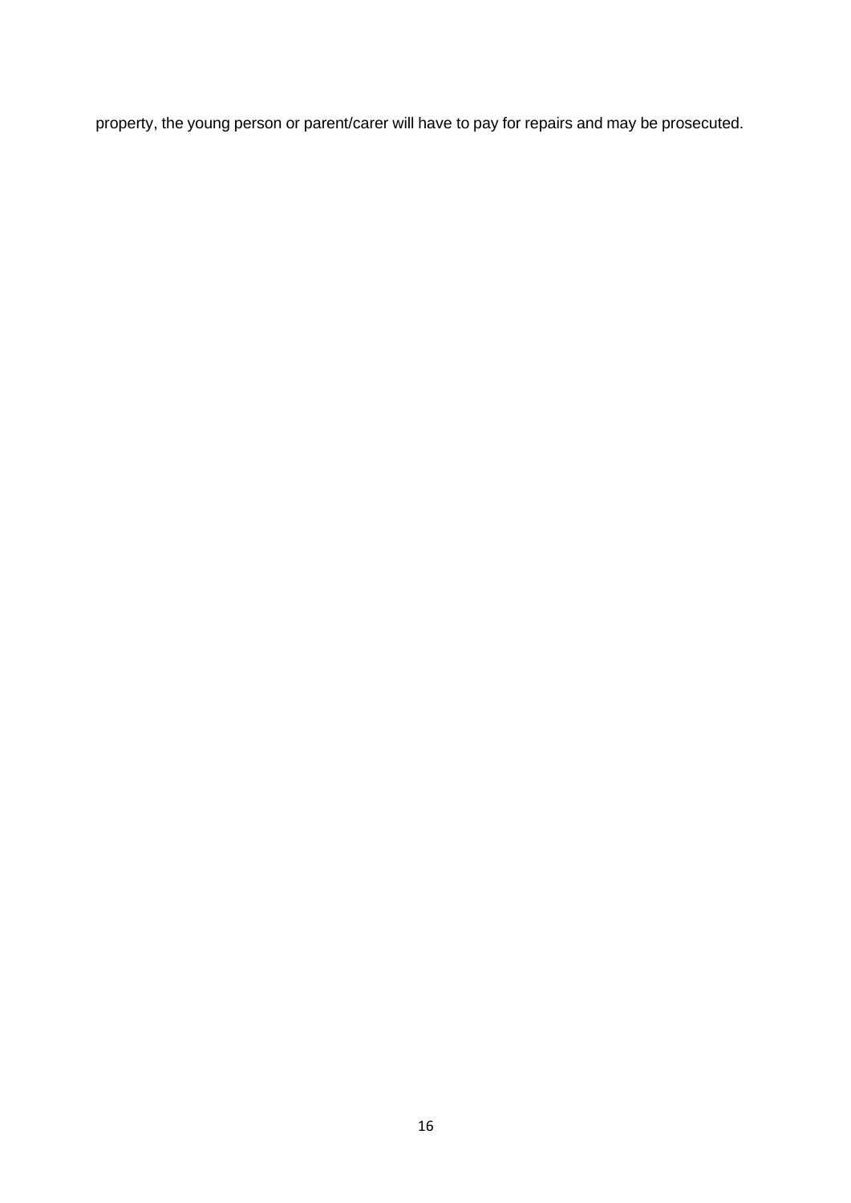property, the young person or parent/carer will have to pay for repairs and may be prosecuted.